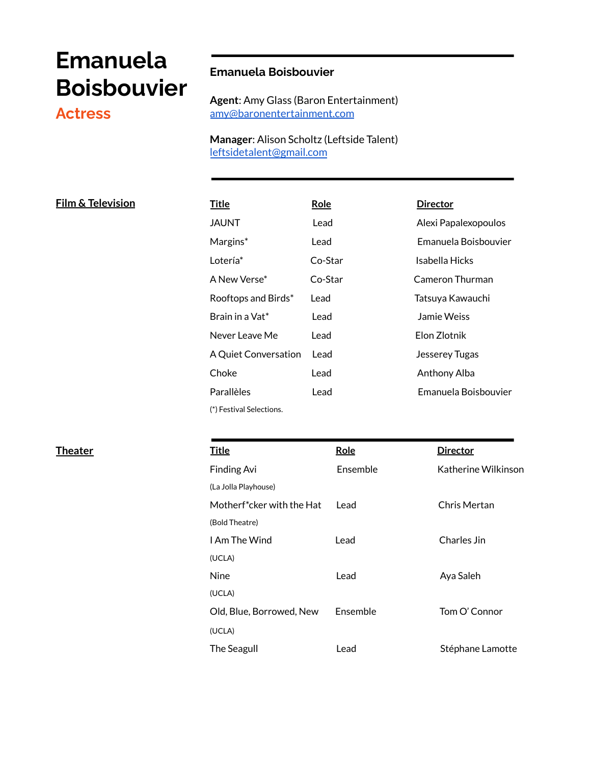# Emanuela Boisbouvier

## Actress

**Emanuela Boisbouvier**

**Agent**: Amy Glass (Baron Entertainment)
amy@baronentertainment.com

**Manager**: Alison Scholtz (Leftside Talent)
leftsidetalent@gmail.com

## Film & Television

| Title | Role | Director |
|---|---|---|
| JAUNT | Lead | Alexi Papalexopoulos |
| Margins* | Lead | Emanuela Boisbouvier |
| Lotería* | Co-Star | Isabella Hicks |
| A New Verse* | Co-Star | Cameron Thurman |
| Rooftops and Birds* | Lead | Tatsuya Kawauchi |
| Brain in a Vat* | Lead | Jamie Weiss |
| Never Leave Me | Lead | Elon Zlotnik |
| A Quiet Conversation | Lead | Jesserey Tugas |
| Choke | Lead | Anthony Alba |
| Parallèles | Lead | Emanuela Boisbouvier |

(*) Festival Selections.

## Theater

| Title | Role | Director |
|---|---|---|
| Finding Avi (La Jolla Playhouse) | Ensemble | Katherine Wilkinson |
| Motherf*cker with the Hat (Bold Theatre) | Lead | Chris Mertan |
| I Am The Wind (UCLA) | Lead | Charles Jin |
| Nine (UCLA) | Lead | Aya Saleh |
| Old, Blue, Borrowed, New (UCLA) | Ensemble | Tom O' Connor |
| The Seagull | Lead | Stéphane Lamotte |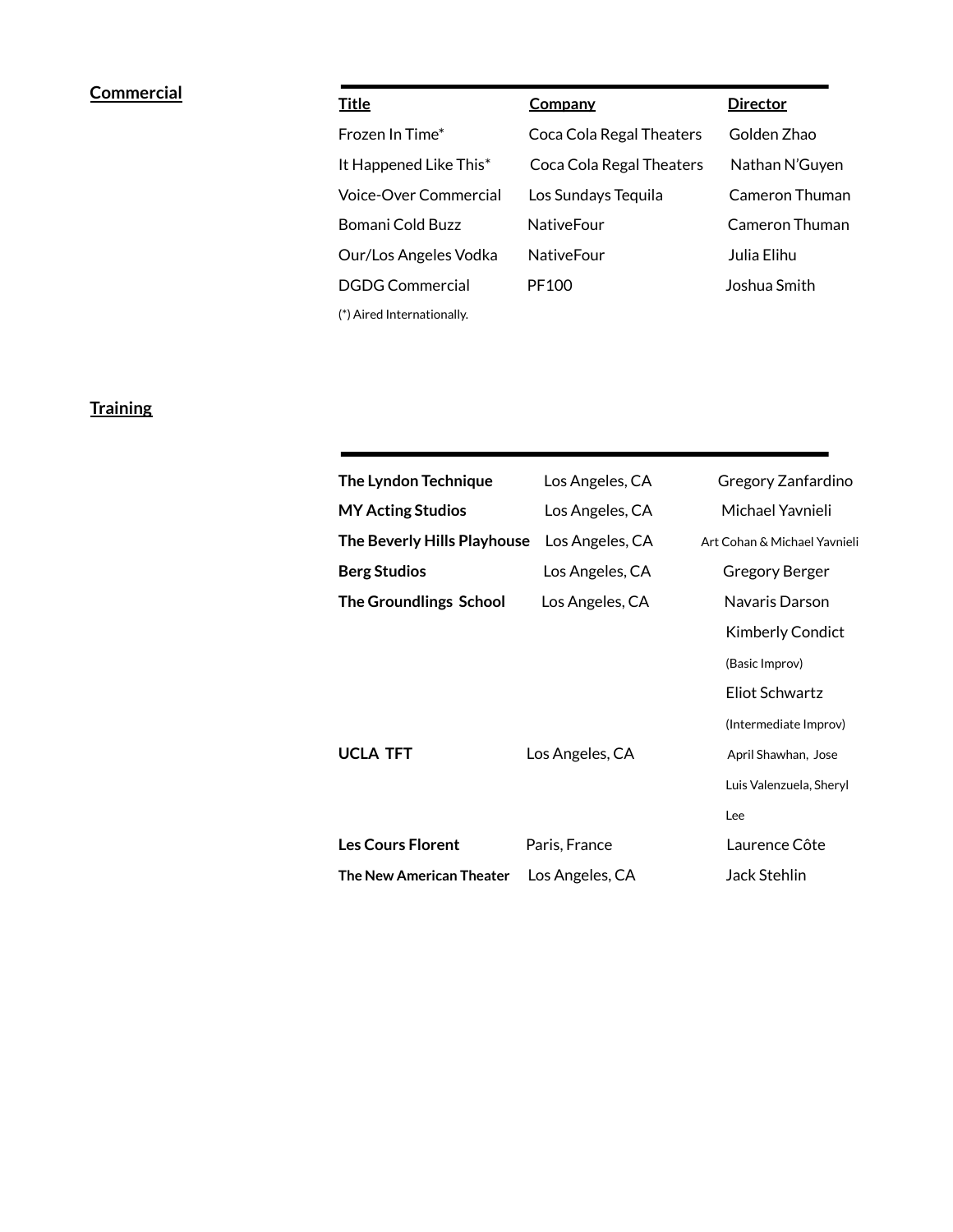## Commercial

| Title | Company | Director |
| --- | --- | --- |
| Frozen In Time* | Coca Cola Regal Theaters | Golden Zhao |
| It Happened Like This* | Coca Cola Regal Theaters | Nathan N'Guyen |
| Voice-Over Commercial | Los Sundays Tequila | Cameron Thuman |
| Bomani Cold Buzz | NativeFour | Cameron Thuman |
| Our/Los Angeles Vodka | NativeFour | Julia Elihu |
| DGDG Commercial | PF100 | Joshua Smith |

(*) Aired Internationally.

## Training

| | | |
| --- | --- | --- |
| **The Lyndon Technique** | Los Angeles, CA | Gregory Zanfardino |
| **MY Acting Studios** | Los Angeles, CA | Michael Yavnieli |
| **The Beverly Hills Playhouse** | Los Angeles, CA | Art Cohan & Michael Yavnieli |
| **Berg Studios** | Los Angeles, CA | Gregory Berger |
| **The Groundlings School** | Los Angeles, CA | Navaris Darson<br>Kimberly Condict (Basic Improv)<br>Eliot Schwartz (Intermediate Improv) |
| **UCLA TFT** | Los Angeles, CA | April Shawhan, Jose Luis Valenzuela, Sheryl Lee |
| **Les Cours Florent** | Paris, France | Laurence Côte |
| **The New American Theater** | Los Angeles, CA | Jack Stehlin |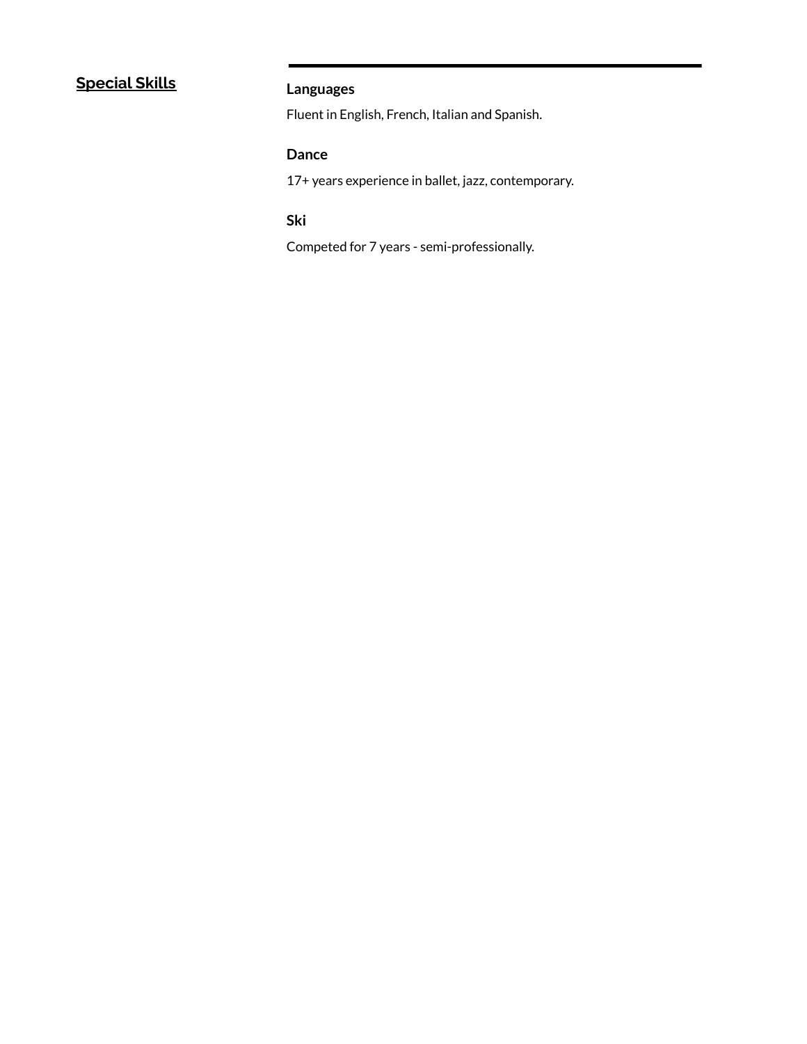## Special Skills

### Languages

Fluent in English, French, Italian and Spanish.

### Dance

17+ years experience in ballet, jazz, contemporary.

### Ski

Competed for 7 years - semi-professionally.